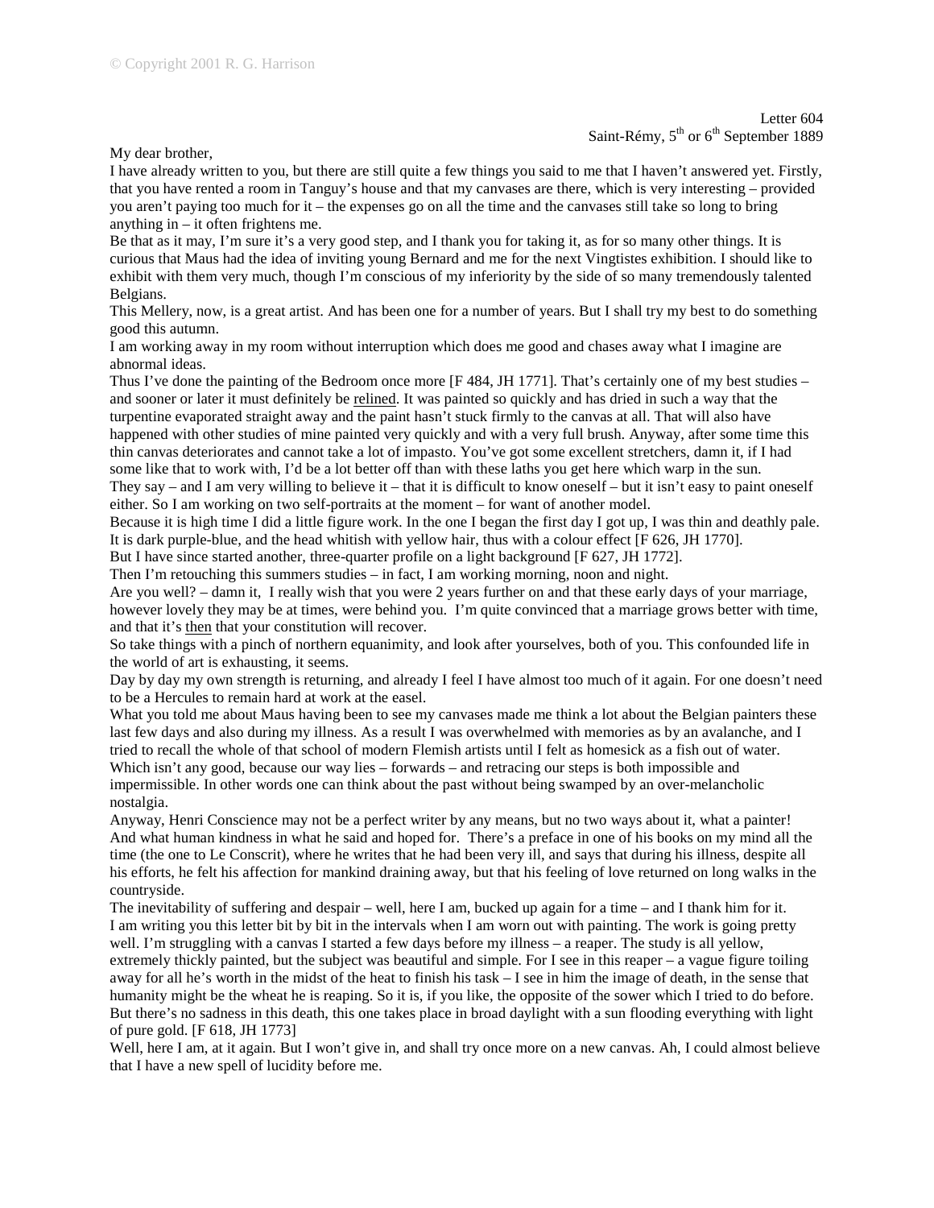© Copyright 2001 R. G. Harrison

Letter 604
Saint-Rémy, 5th or 6th September 1889

My dear brother,

I have already written to you, but there are still quite a few things you said to me that I haven't answered yet. Firstly, that you have rented a room in Tanguy's house and that my canvases are there, which is very interesting – provided you aren't paying too much for it – the expenses go on all the time and the canvases still take so long to bring anything in – it often frightens me.

Be that as it may, I'm sure it's a very good step, and I thank you for taking it, as for so many other things. It is curious that Maus had the idea of inviting young Bernard and me for the next Vingtistes exhibition. I should like to exhibit with them very much, though I'm conscious of my inferiority by the side of so many tremendously talented Belgians.

This Mellery, now, is a great artist. And has been one for a number of years. But I shall try my best to do something good this autumn.

I am working away in my room without interruption which does me good and chases away what I imagine are abnormal ideas.

Thus I've done the painting of the Bedroom once more [F 484, JH 1771]. That's certainly one of my best studies – and sooner or later it must definitely be <u>relined</u>. It was painted so quickly and has dried in such a way that the turpentine evaporated straight away and the paint hasn't stuck firmly to the canvas at all. That will also have happened with other studies of mine painted very quickly and with a very full brush. Anyway, after some time this thin canvas deteriorates and cannot take a lot of impasto. You've got some excellent stretchers, damn it, if I had some like that to work with, I'd be a lot better off than with these laths you get here which warp in the sun.

They say – and I am very willing to believe it – that it is difficult to know oneself – but it isn't easy to paint oneself either. So I am working on two self-portraits at the moment – for want of another model.

Because it is high time I did a little figure work. In the one I began the first day I got up, I was thin and deathly pale. It is dark purple-blue, and the head whitish with yellow hair, thus with a colour effect [F 626, JH 1770].

But I have since started another, three-quarter profile on a light background [F 627, JH 1772].

Then I'm retouching this summers studies – in fact, I am working morning, noon and night.

Are you well? – damn it, I really wish that you were 2 years further on and that these early days of your marriage, however lovely they may be at times, were behind you. I'm quite convinced that a marriage grows better with time, and that it's <u>then</u> that your constitution will recover.

So take things with a pinch of northern equanimity, and look after yourselves, both of you. This confounded life in the world of art is exhausting, it seems.

Day by day my own strength is returning, and already I feel I have almost too much of it again. For one doesn't need to be a Hercules to remain hard at work at the easel.

What you told me about Maus having been to see my canvases made me think a lot about the Belgian painters these last few days and also during my illness. As a result I was overwhelmed with memories as by an avalanche, and I tried to recall the whole of that school of modern Flemish artists until I felt as homesick as a fish out of water. Which isn't any good, because our way lies – forwards – and retracing our steps is both impossible and impermissible. In other words one can think about the past without being swamped by an over-melancholic nostalgia.

Anyway, Henri Conscience may not be a perfect writer by any means, but no two ways about it, what a painter! And what human kindness in what he said and hoped for. There's a preface in one of his books on my mind all the time (the one to Le Conscrit), where he writes that he had been very ill, and says that during his illness, despite all his efforts, he felt his affection for mankind draining away, but that his feeling of love returned on long walks in the countryside.

The inevitability of suffering and despair – well, here I am, bucked up again for a time – and I thank him for it.

I am writing you this letter bit by bit in the intervals when I am worn out with painting. The work is going pretty well. I'm struggling with a canvas I started a few days before my illness – a reaper. The study is all yellow, extremely thickly painted, but the subject was beautiful and simple. For I see in this reaper – a vague figure toiling away for all he's worth in the midst of the heat to finish his task – I see in him the image of death, in the sense that humanity might be the wheat he is reaping. So it is, if you like, the opposite of the sower which I tried to do before. But there's no sadness in this death, this one takes place in broad daylight with a sun flooding everything with light of pure gold. [F 618, JH 1773]

Well, here I am, at it again. But I won't give in, and shall try once more on a new canvas. Ah, I could almost believe that I have a new spell of lucidity before me.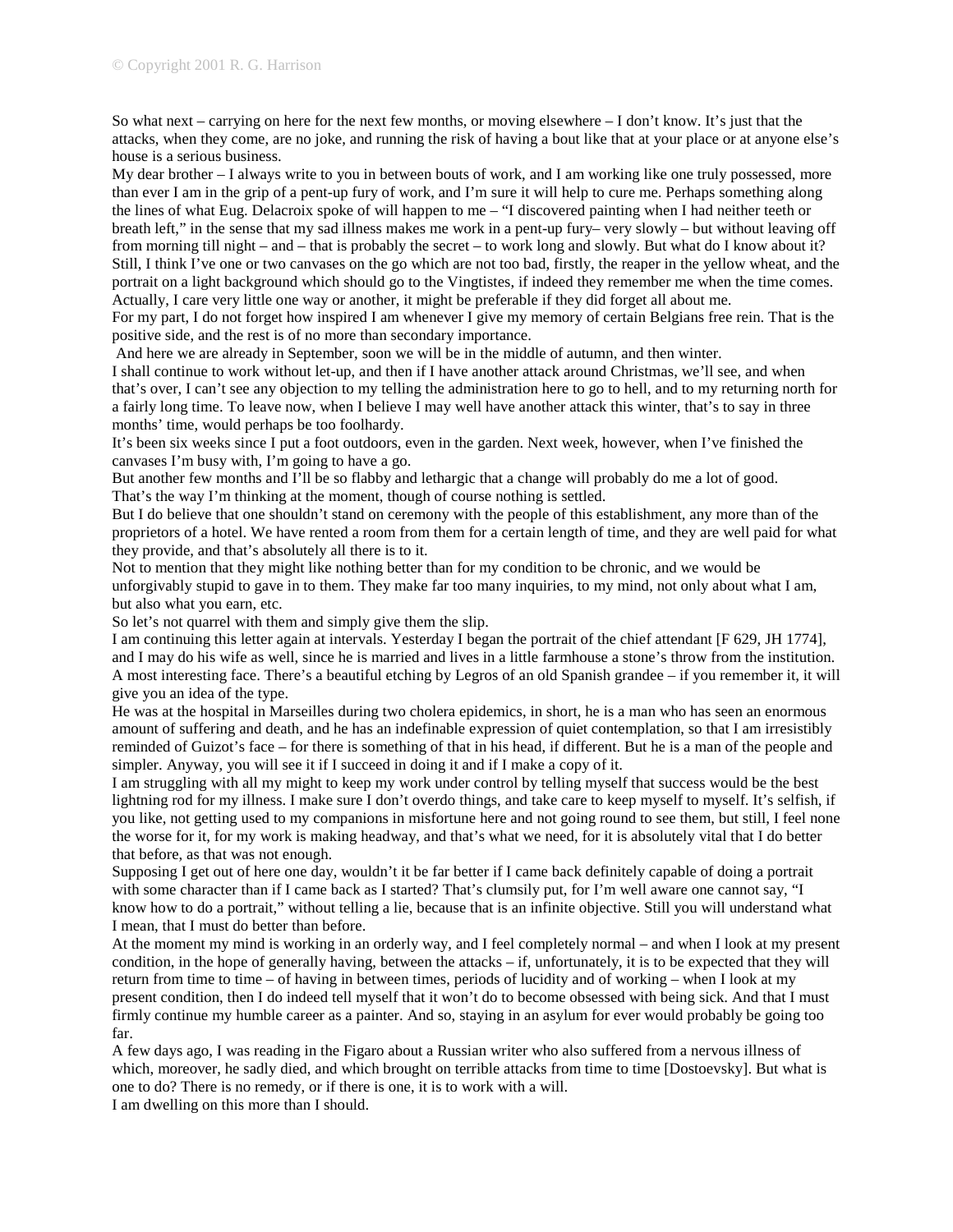So what next – carrying on here for the next few months, or moving elsewhere – I don't know. It's just that the attacks, when they come, are no joke, and running the risk of having a bout like that at your place or at anyone else's house is a serious business.

My dear brother – I always write to you in between bouts of work, and I am working like one truly possessed, more than ever I am in the grip of a pent-up fury of work, and I'm sure it will help to cure me. Perhaps something along the lines of what Eug. Delacroix spoke of will happen to me – "I discovered painting when I had neither teeth or breath left," in the sense that my sad illness makes me work in a pent-up fury– very slowly – but without leaving off from morning till night – and – that is probably the secret – to work long and slowly. But what do I know about it? Still, I think I've one or two canvases on the go which are not too bad, firstly, the reaper in the yellow wheat, and the portrait on a light background which should go to the Vingtistes, if indeed they remember me when the time comes. Actually, I care very little one way or another, it might be preferable if they did forget all about me.

For my part, I do not forget how inspired I am whenever I give my memory of certain Belgians free rein. That is the positive side, and the rest is of no more than secondary importance.

And here we are already in September, soon we will be in the middle of autumn, and then winter.

I shall continue to work without let-up, and then if I have another attack around Christmas, we'll see, and when that's over, I can't see any objection to my telling the administration here to go to hell, and to my returning north for a fairly long time. To leave now, when I believe I may well have another attack this winter, that's to say in three months' time, would perhaps be too foolhardy.

It's been six weeks since I put a foot outdoors, even in the garden. Next week, however, when I've finished the canvases I'm busy with, I'm going to have a go.

But another few months and I'll be so flabby and lethargic that a change will probably do me a lot of good.

That's the way I'm thinking at the moment, though of course nothing is settled.

But I do believe that one shouldn't stand on ceremony with the people of this establishment, any more than of the proprietors of a hotel. We have rented a room from them for a certain length of time, and they are well paid for what they provide, and that's absolutely all there is to it.

Not to mention that they might like nothing better than for my condition to be chronic, and we would be unforgivably stupid to gave in to them. They make far too many inquiries, to my mind, not only about what I am, but also what you earn, etc.

So let's not quarrel with them and simply give them the slip.

I am continuing this letter again at intervals. Yesterday I began the portrait of the chief attendant [F 629, JH 1774], and I may do his wife as well, since he is married and lives in a little farmhouse a stone's throw from the institution. A most interesting face. There's a beautiful etching by Legros of an old Spanish grandee – if you remember it, it will give you an idea of the type.

He was at the hospital in Marseilles during two cholera epidemics, in short, he is a man who has seen an enormous amount of suffering and death, and he has an indefinable expression of quiet contemplation, so that I am irresistibly reminded of Guizot's face – for there is something of that in his head, if different. But he is a man of the people and simpler. Anyway, you will see it if I succeed in doing it and if I make a copy of it.

I am struggling with all my might to keep my work under control by telling myself that success would be the best lightning rod for my illness. I make sure I don't overdo things, and take care to keep myself to myself. It's selfish, if you like, not getting used to my companions in misfortune here and not going round to see them, but still, I feel none the worse for it, for my work is making headway, and that's what we need, for it is absolutely vital that I do better that before, as that was not enough.

Supposing I get out of here one day, wouldn't it be far better if I came back definitely capable of doing a portrait with some character than if I came back as I started? That's clumsily put, for I'm well aware one cannot say, "I know how to do a portrait," without telling a lie, because that is an infinite objective. Still you will understand what I mean, that I must do better than before.

At the moment my mind is working in an orderly way, and I feel completely normal – and when I look at my present condition, in the hope of generally having, between the attacks – if, unfortunately, it is to be expected that they will return from time to time – of having in between times, periods of lucidity and of working – when I look at my present condition, then I do indeed tell myself that it won't do to become obsessed with being sick. And that I must firmly continue my humble career as a painter. And so, staying in an asylum for ever would probably be going too far.

A few days ago, I was reading in the Figaro about a Russian writer who also suffered from a nervous illness of which, moreover, he sadly died, and which brought on terrible attacks from time to time [Dostoevsky]. But what is one to do? There is no remedy, or if there is one, it is to work with a will.

I am dwelling on this more than I should.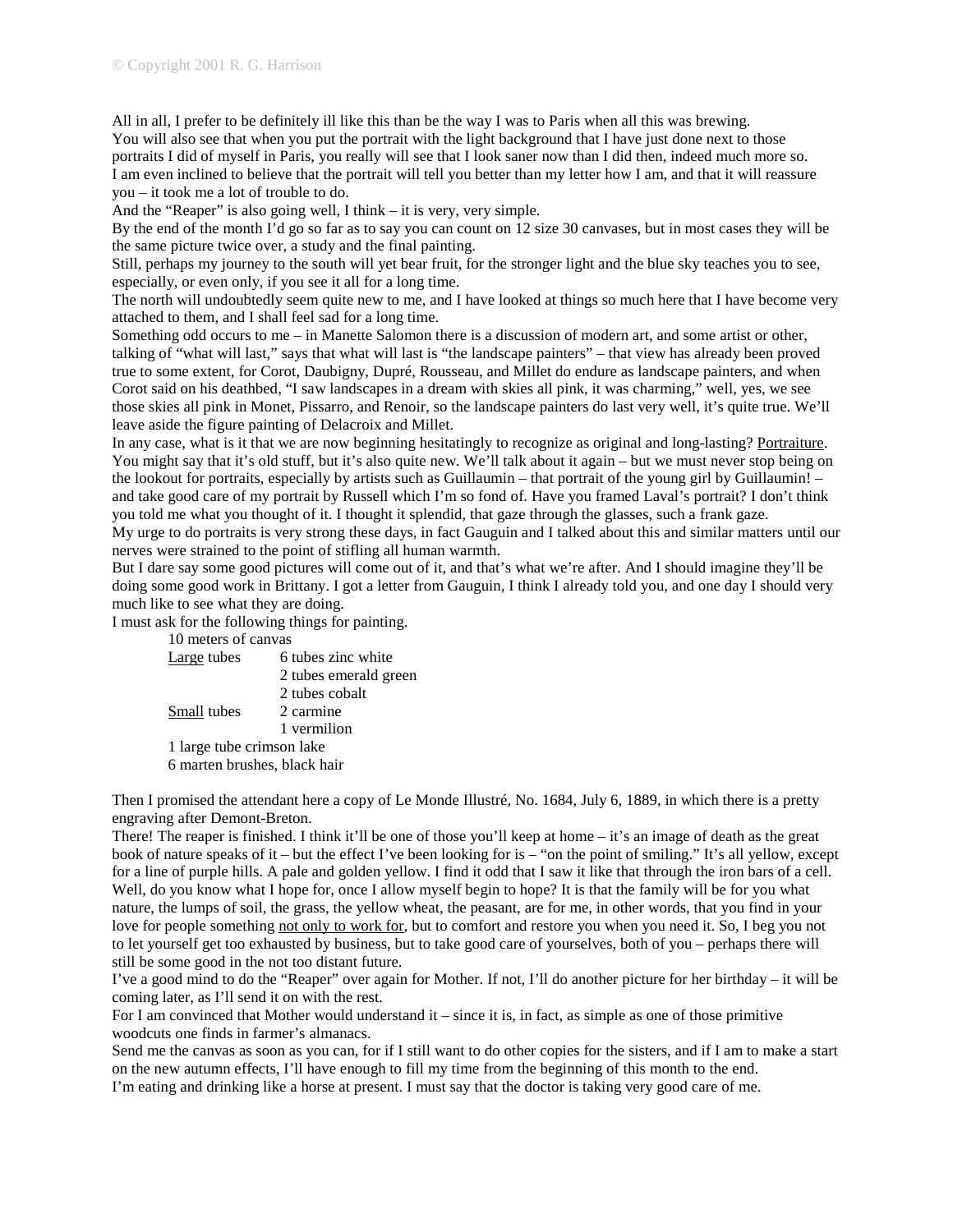All in all, I prefer to be definitely ill like this than be the way I was to Paris when all this was brewing.
You will also see that when you put the portrait with the light background that I have just done next to those portraits I did of myself in Paris, you really will see that I look saner now than I did then, indeed much more so.
I am even inclined to believe that the portrait will tell you better than my letter how I am, and that it will reassure you – it took me a lot of trouble to do.
And the "Reaper" is also going well, I think – it is very, very simple.
By the end of the month I'd go so far as to say you can count on 12 size 30 canvases, but in most cases they will be the same picture twice over, a study and the final painting.
Still, perhaps my journey to the south will yet bear fruit, for the stronger light and the blue sky teaches you to see, especially, or even only, if you see it all for a long time.
The north will undoubtedly seem quite new to me, and I have looked at things so much here that I have become very attached to them, and I shall feel sad for a long time.
Something odd occurs to me – in Manette Salomon there is a discussion of modern art, and some artist or other, talking of "what will last," says that what will last is "the landscape painters" – that view has already been proved true to some extent, for Corot, Daubigny, Dupré, Rousseau, and Millet do endure as landscape painters, and when Corot said on his deathbed, "I saw landscapes in a dream with skies all pink, it was charming," well, yes, we see those skies all pink in Monet, Pissarro, and Renoir, so the landscape painters do last very well, it's quite true. We'll leave aside the figure painting of Delacroix and Millet.
In any case, what is it that we are now beginning hesitatingly to recognize as original and long-lasting? Portraiture. You might say that it's old stuff, but it's also quite new. We'll talk about it again – but we must never stop being on the lookout for portraits, especially by artists such as Guillaumin – that portrait of the young girl by Guillaumin! – and take good care of my portrait by Russell which I'm so fond of. Have you framed Laval's portrait? I don't think you told me what you thought of it. I thought it splendid, that gaze through the glasses, such a frank gaze.
My urge to do portraits is very strong these days, in fact Gauguin and I talked about this and similar matters until our nerves were strained to the point of stifling all human warmth.
But I dare say some good pictures will come out of it, and that's what we're after. And I should imagine they'll be doing some good work in Brittany. I got a letter from Gauguin, I think I already told you, and one day I should very much like to see what they are doing.
I must ask for the following things for painting.

10 meters of canvas

| Large tubes | 6 tubes zinc white |
|---|---|
| | 2 tubes emerald green |
| | 2 tubes cobalt |
| Small tubes | 2 carmine |
| | 1 vermilion |

1 large tube crimson lake
6 marten brushes, black hair

Then I promised the attendant here a copy of Le Monde Illustré, No. 1684, July 6, 1889, in which there is a pretty engraving after Demont-Breton.
There! The reaper is finished. I think it'll be one of those you'll keep at home – it's an image of death as the great book of nature speaks of it – but the effect I've been looking for is – "on the point of smiling." It's all yellow, except for a line of purple hills. A pale and golden yellow. I find it odd that I saw it like that through the iron bars of a cell.
Well, do you know what I hope for, once I allow myself begin to hope? It is that the family will be for you what nature, the lumps of soil, the grass, the yellow wheat, the peasant, are for me, in other words, that you find in your love for people something not only to work for, but to comfort and restore you when you need it. So, I beg you not to let yourself get too exhausted by business, but to take good care of yourselves, both of you – perhaps there will still be some good in the not too distant future.
I've a good mind to do the "Reaper" over again for Mother. If not, I'll do another picture for her birthday – it will be coming later, as I'll send it on with the rest.
For I am convinced that Mother would understand it – since it is, in fact, as simple as one of those primitive woodcuts one finds in farmer's almanacs.
Send me the canvas as soon as you can, for if I still want to do other copies for the sisters, and if I am to make a start on the new autumn effects, I'll have enough to fill my time from the beginning of this month to the end.
I'm eating and drinking like a horse at present. I must say that the doctor is taking very good care of me.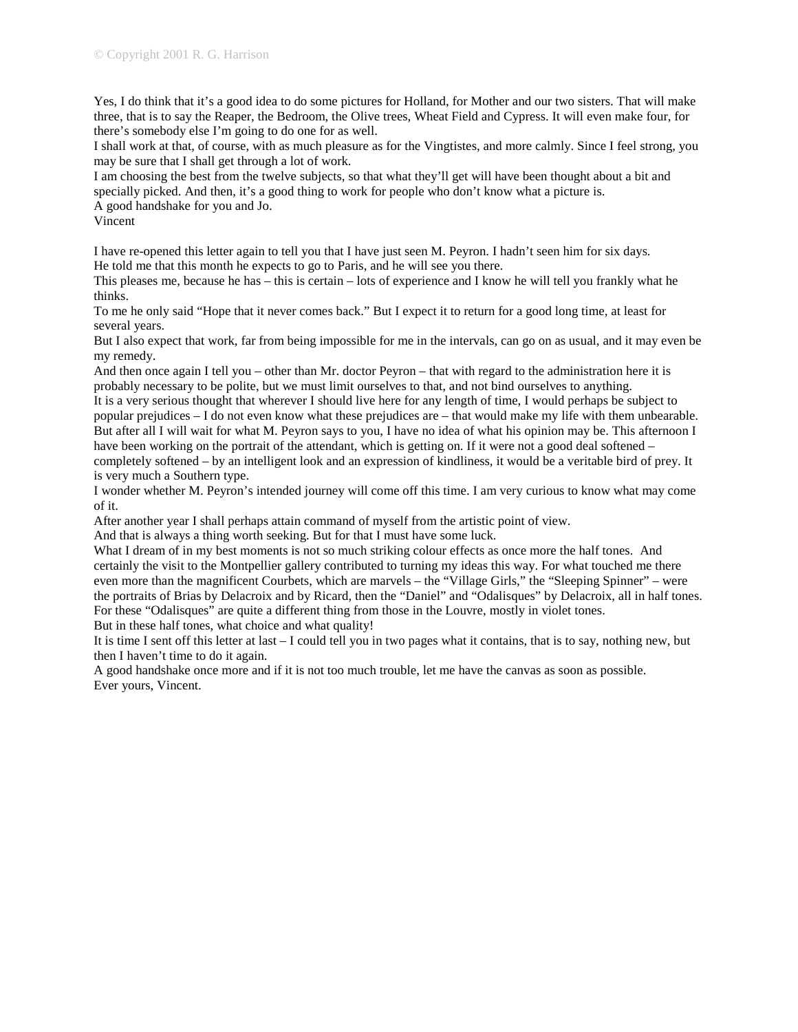Yes, I do think that it's a good idea to do some pictures for Holland, for Mother and our two sisters. That will make three, that is to say the Reaper, the Bedroom, the Olive trees, Wheat Field and Cypress. It will even make four, for there's somebody else I'm going to do one for as well.
I shall work at that, of course, with as much pleasure as for the Vingtistes, and more calmly. Since I feel strong, you may be sure that I shall get through a lot of work.
I am choosing the best from the twelve subjects, so that what they'll get will have been thought about a bit and specially picked. And then, it's a good thing to work for people who don't know what a picture is.
A good handshake for you and Jo.
Vincent

I have re-opened this letter again to tell you that I have just seen M. Peyron. I hadn't seen him for six days.
He told me that this month he expects to go to Paris, and he will see you there.
This pleases me, because he has – this is certain – lots of experience and I know he will tell you frankly what he thinks.
To me he only said "Hope that it never comes back." But I expect it to return for a good long time, at least for several years.
But I also expect that work, far from being impossible for me in the intervals, can go on as usual, and it may even be my remedy.
And then once again I tell you – other than Mr. doctor Peyron – that with regard to the administration here it is probably necessary to be polite, but we must limit ourselves to that, and not bind ourselves to anything.
It is a very serious thought that wherever I should live here for any length of time, I would perhaps be subject to popular prejudices – I do not even know what these prejudices are – that would make my life with them unbearable.
But after all I will wait for what M. Peyron says to you, I have no idea of what his opinion may be. This afternoon I have been working on the portrait of the attendant, which is getting on. If it were not a good deal softened – completely softened – by an intelligent look and an expression of kindliness, it would be a veritable bird of prey. It is very much a Southern type.
I wonder whether M. Peyron's intended journey will come off this time. I am very curious to know what may come of it.
After another year I shall perhaps attain command of myself from the artistic point of view.
And that is always a thing worth seeking. But for that I must have some luck.
What I dream of in my best moments is not so much striking colour effects as once more the half tones. And certainly the visit to the Montpellier gallery contributed to turning my ideas this way. For what touched me there even more than the magnificent Courbets, which are marvels – the "Village Girls," the "Sleeping Spinner" – were the portraits of Brias by Delacroix and by Ricard, then the "Daniel" and "Odalisques" by Delacroix, all in half tones. For these "Odalisques" are quite a different thing from those in the Louvre, mostly in violet tones.
But in these half tones, what choice and what quality!
It is time I sent off this letter at last – I could tell you in two pages what it contains, that is to say, nothing new, but then I haven't time to do it again.
A good handshake once more and if it is not too much trouble, let me have the canvas as soon as possible.
Ever yours, Vincent.